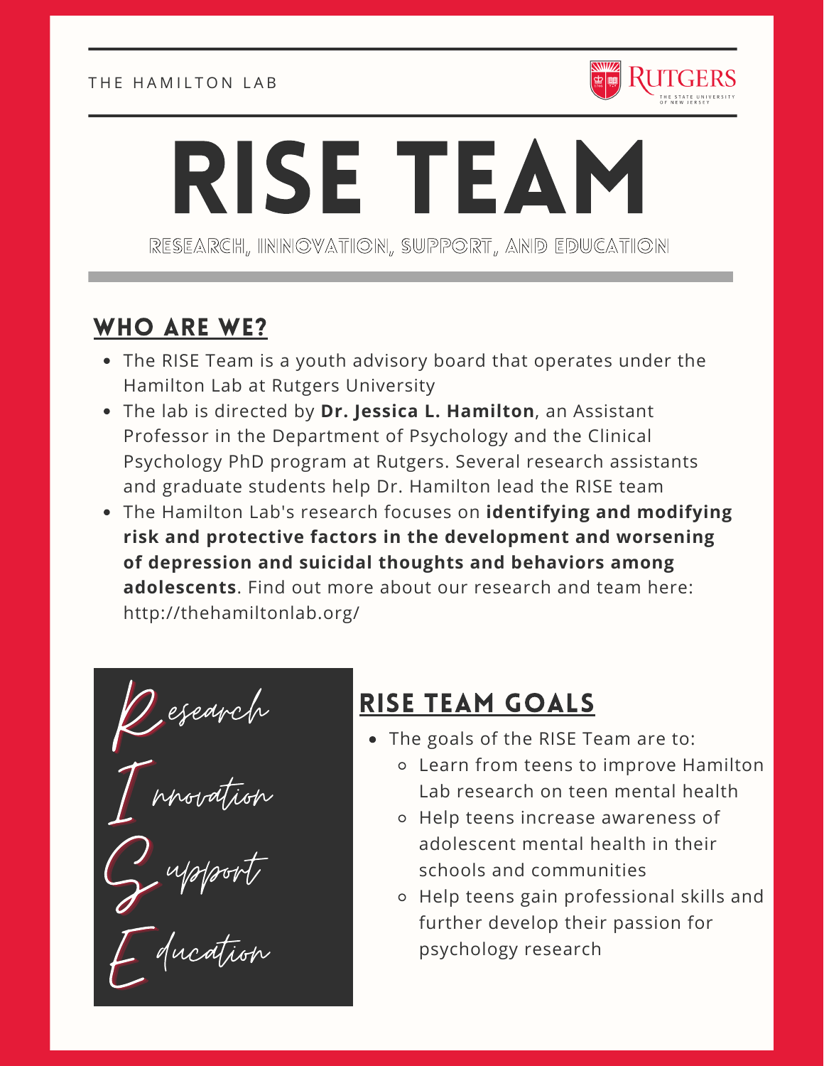THE HAMILTON LAB

RUTGERS
THE STATE UNIVERSITY OF NEW JERSEY

# RISE TEAM

RESEARCH, INNOVATION, SUPPORT, AND EDUCATION

## WHO ARE WE?

- The RISE Team is a youth advisory board that operates under the Hamilton Lab at Rutgers University
- The lab is directed by **Dr. Jessica L. Hamilton**, an Assistant Professor in the Department of Psychology and the Clinical Psychology PhD program at Rutgers. Several research assistants and graduate students help Dr. Hamilton lead the RISE team
- The Hamilton Lab's research focuses on **identifying and modifying risk and protective factors in the development and worsening of depression and suicidal thoughts and behaviors among adolescents**. Find out more about our research and team here: http://thehamiltonlab.org/

Research
Innovation
Support
Education

## RISE TEAM GOALS

- The goals of the RISE Team are to:
  - Learn from teens to improve Hamilton Lab research on teen mental health
  - Help teens increase awareness of adolescent mental health in their schools and communities
  - Help teens gain professional skills and further develop their passion for psychology research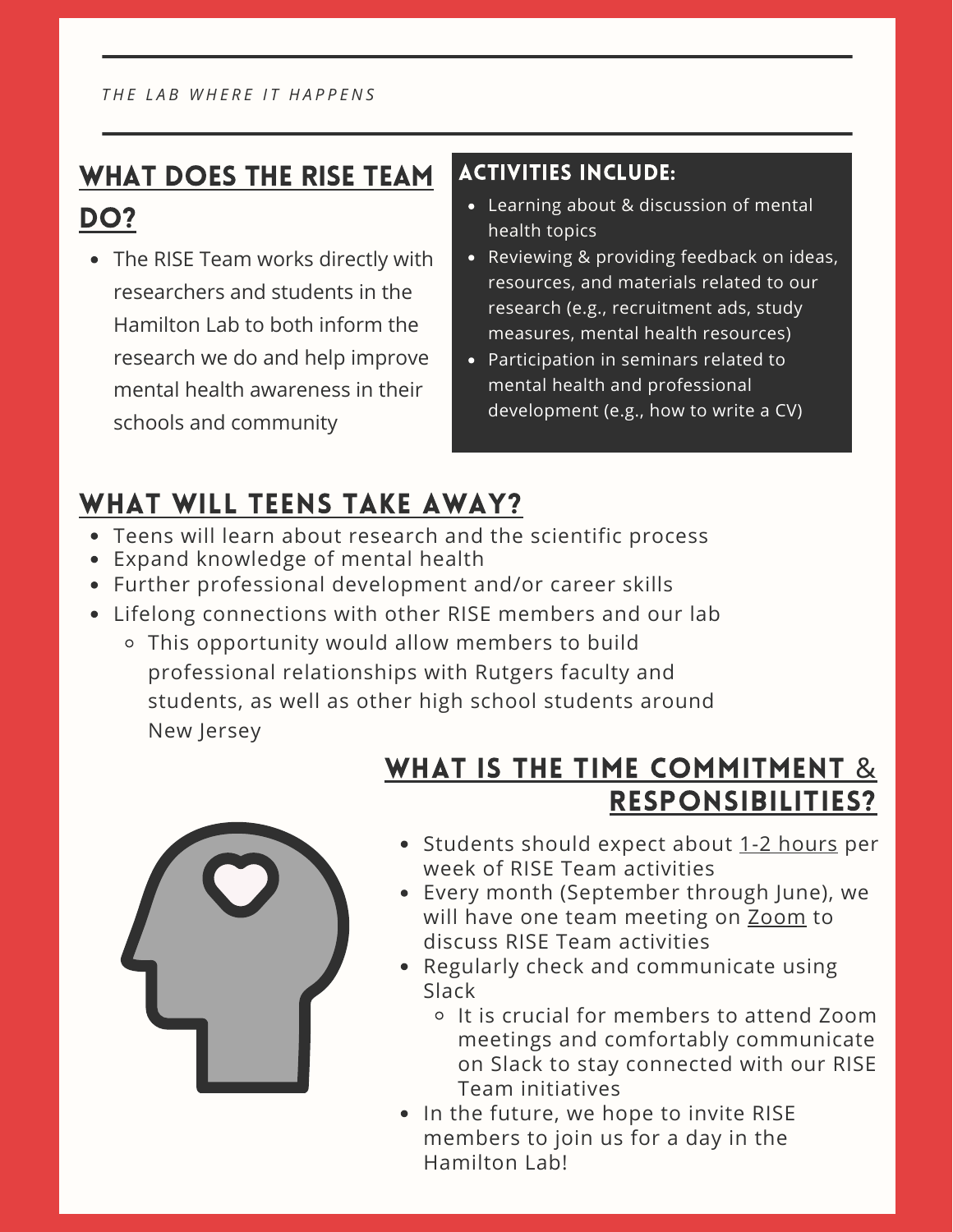*THE LAB WHERE IT HAPPENS*

## WHAT DOES THE RISE TEAM DO?

- The RISE Team works directly with researchers and students in the Hamilton Lab to both inform the research we do and help improve mental health awareness in their schools and community

### ACTIVITIES INCLUDE:

- Learning about & discussion of mental health topics
- Reviewing & providing feedback on ideas, resources, and materials related to our research (e.g., recruitment ads, study measures, mental health resources)
- Participation in seminars related to mental health and professional development (e.g., how to write a CV)

## WHAT WILL TEENS TAKE AWAY?

- Teens will learn about research and the scientific process
- Expand knowledge of mental health
- Further professional development and/or career skills
- Lifelong connections with other RISE members and our lab
  - This opportunity would allow members to build professional relationships with Rutgers faculty and students, as well as other high school students around New Jersey

## WHAT IS THE TIME COMMITMENT & RESPONSIBILITIES?

- Students should expect about 1-2 hours per week of RISE Team activities
- Every month (September through June), we will have one team meeting on Zoom to discuss RISE Team activities
- Regularly check and communicate using Slack
  - It is crucial for members to attend Zoom meetings and comfortably communicate on Slack to stay connected with our RISE Team initiatives
- In the future, we hope to invite RISE members to join us for a day in the Hamilton Lab!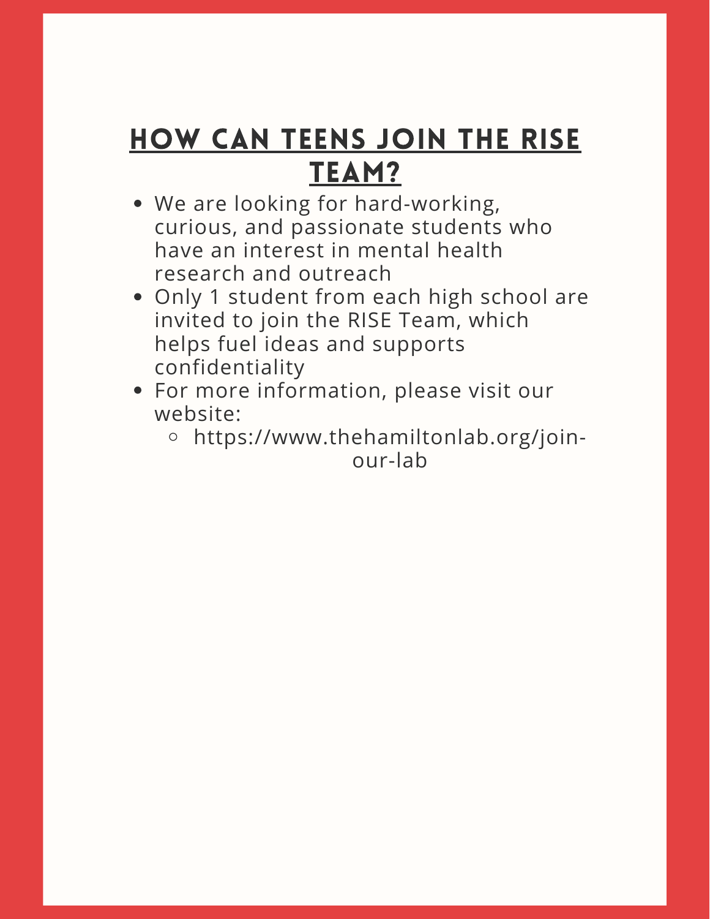## HOW CAN TEENS JOIN THE RISE TEAM?

- We are looking for hard-working, curious, and passionate students who have an interest in mental health research and outreach
- Only 1 student from each high school are invited to join the RISE Team, which helps fuel ideas and supports confidentiality
- For more information, please visit our website:
  - https://www.thehamiltonlab.org/join-our-lab